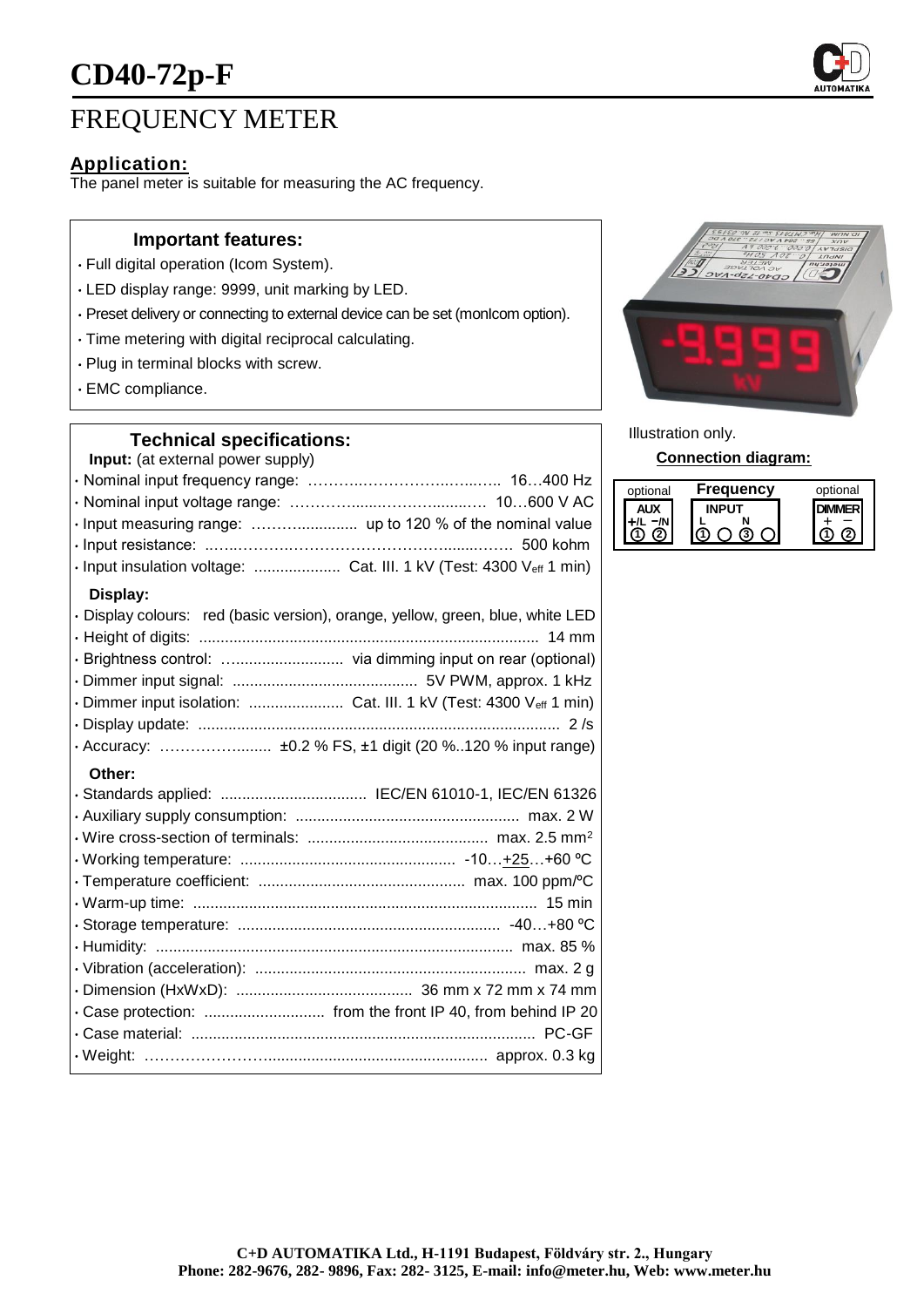# CD40-72p-F

## FREQUENCY METER

### Application:

The panel meter is suitable for measuring the AC frequency.

#### Important features:

- Full digital operation (Icom System).
- LED display range: 9999, unit marking by LED.
- Preset delivery or connecting to external device can be set (monIcom option).
- Time metering with digital reciprocal calculating.
- Plug in terminal blocks with screw.
- EMC compliance.

Illustration only.

#### Technical specifications:

**Input:** (at external power supply)

- Nominal input frequency range: ........................ 16…400 Hz
- Nominal input voltage range: ........................ 10…600 V AC
- Input measuring range: ........................ up to 120 % of the nominal value
- Input resistance: ........................ 500 kohm
- Input insulation voltage: ........................ Cat. III. 1 kV (Test: 4300 $V_{eff}$ 1 min)

**Display:**

- Display colours: red (basic version), orange, yellow, green, blue, white LED
- Height of digits: ........................ 14 mm
- Brightness control: ........................ via dimming input on rear (optional)
- Dimmer input signal: ........................ 5V PWM, approx. 1 kHz
- Dimmer input isolation: ........................ Cat. III. 1 kV (Test: 4300 $V_{eff}$ 1 min)
- Display update: ........................ 2 /s
- Accuracy: ........................ ±0.2 % FS, ±1 digit (20 %..120 % input range)

**Other:**

- Standards applied: ........................ IEC/EN 61010-1, IEC/EN 61326
- Auxiliary supply consumption: ........................ max. 2 W
- Wire cross-section of terminals: ........................ max. 2.5 mm²
- Working temperature: ........................ -10…+25…+60 ºC
- Temperature coefficient: ........................ max. 100 ppm/ºC
- Warm-up time: ........................ 15 min
- Storage temperature: ........................ -40…+80 ºC
- Humidity: ........................ max. 85 %
- Vibration (acceleration): ........................ max. 2 g
- Dimension (HxWxD): ........................ 36 mm x 72 mm x 74 mm
- Case protection: ........................ from the front IP 40, from behind IP 20
- Case material: ........................ PC-GF
- Weight: ........................ approx. 0.3 kg

#### Connection diagram:

| optional | Frequency | optional |
|---|---|---|
| AUX | INPUT | DIMMER |
| +/L −/N | L N | + − |
| ① ② | ① ○ ③ ○ | ① ② |

**C+D AUTOMATIKA Ltd., H-1191 Budapest, Földváry str. 2., Hungary**
**Phone: 282-9676, 282- 9896, Fax: 282- 3125, E-mail: info@meter.hu, Web: www.meter.hu**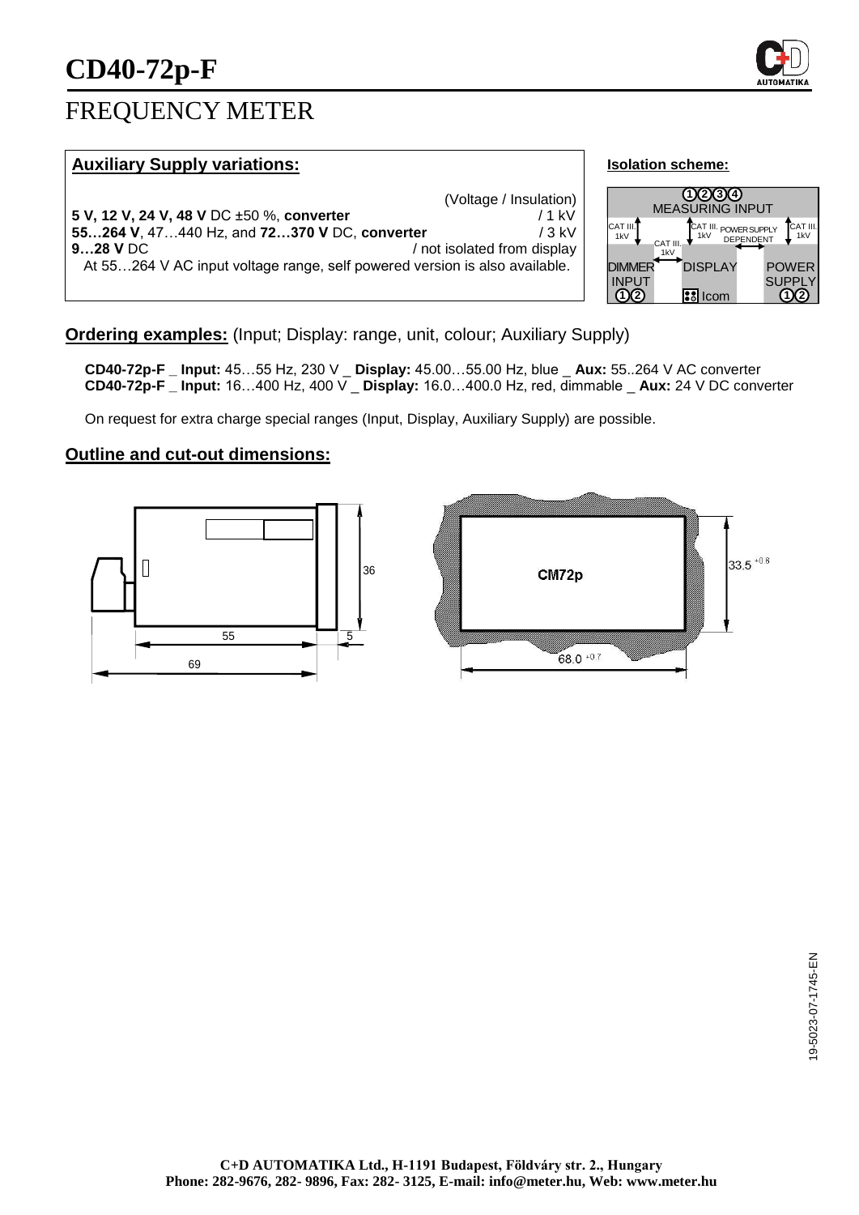# CD40-72p-F

# FREQUENCY METER

## Auxiliary Supply variations:

(Voltage / Insulation)

**5 V, 12 V, 24 V, 48 V** DC ±50 %, **converter** / 1 kV

**55…264 V**, 47…440 Hz, and **72…370 V** DC, **converter** / 3 kV

**9…28 V** DC / not isolated from display

At 55…264 V AC input voltage range, self powered version is also available.

**Isolation scheme:**

①②③④
MEASURING INPUT
CAT III. 1kV
CAT III. 1kV
POWER SUPPLY DEPENDENT
CAT III. 1kV
CAT III. 1kV
DIMMER INPUT ①②
DISPLAY
Icom
POWER SUPPLY ①②

## Ordering examples: (Input; Display: range, unit, colour; Auxiliary Supply)

**CD40-72p-F _ Input:** 45…55 Hz, 230 V _ **Display:** 45.00…55.00 Hz, blue _ **Aux:** 55..264 V AC converter
**CD40-72p-F _ Input:** 16…400 Hz, 400 V _ **Display:** 16.0…400.0 Hz, red, dimmable _ **Aux:** 24 V DC converter

On request for extra charge special ranges (Input, Display, Auxiliary Supply) are possible.

## Outline and cut-out dimensions:

36
55
5
69

CM72p
33.5 +0.8
68.0 +0.7

19-5023-07-1745-EN

**C+D AUTOMATIKA Ltd., H-1191 Budapest, Földváry str. 2., Hungary**
**Phone: 282-9676, 282- 9896, Fax: 282- 3125, E-mail: info@meter.hu, Web: www.meter.hu**